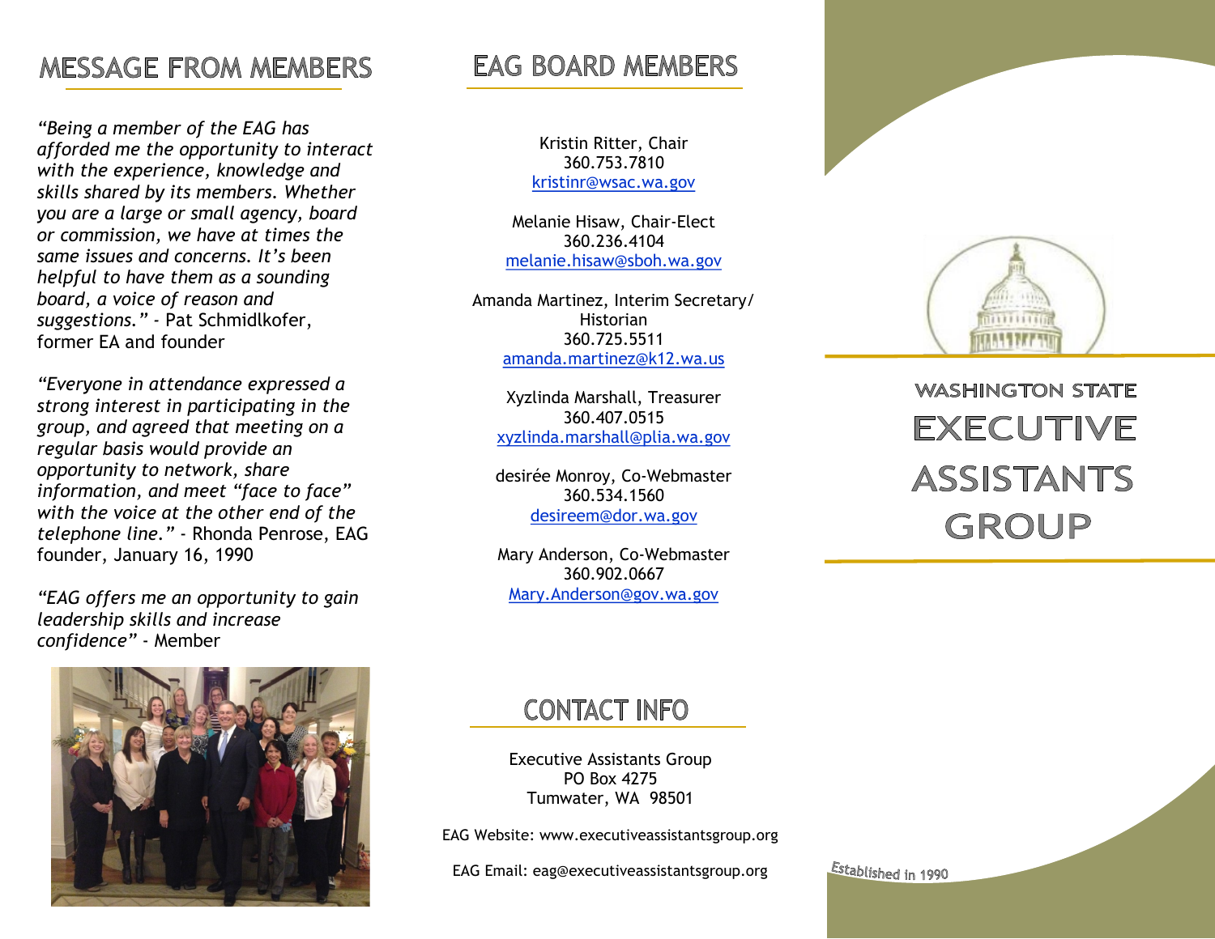## MESSAGE FROM MEMBERS

*"Being a member of the EAG has afforded me the opportunity to interact with the experience, knowledge and skills shared by its members. Whether you are a large or small agency, board or commission, we have at times the same issues and concerns. It's been helpful to have them as a sounding board, a voice of reason and suggestions."* - Pat Schmidlkofer, former EA and founder

*"Everyone in attendance expressed a strong interest in participating in the group, and agreed that meeting on a regular basis would provide an opportunity to network, share information, and meet "face to face" with the voice at the other end of the telephone line."* - Rhonda Penrose, EAG founder, January 16, 1990

*"EAG offers me an opportunity to gain leadership skills and increase confidence"* - Member

## EAG BOARD MEMBERS

Kristin Ritter, Chair
360.753.7810
kristinr@wsac.wa.gov

Melanie Hisaw, Chair-Elect
360.236.4104
melanie.hisaw@sboh.wa.gov

Amanda Martinez, Interim Secretary/Historian
360.725.5511
amanda.martinez@k12.wa.us

Xyzlinda Marshall, Treasurer
360.407.0515
xyzlinda.marshall@plia.wa.gov

desirée Monroy, Co-Webmaster
360.534.1560
desireem@dor.wa.gov

Mary Anderson, Co-Webmaster
360.902.0667
Mary.Anderson@gov.wa.gov

## CONTACT INFO

Executive Assistants Group
PO Box 4275
Tumwater, WA 98501

EAG Website: www.executiveassistantsgroup.org

EAG Email: eag@executiveassistantsgroup.org

WASHINGTON STATE

# EXECUTIVE ASSISTANTS GROUP

Established in 1990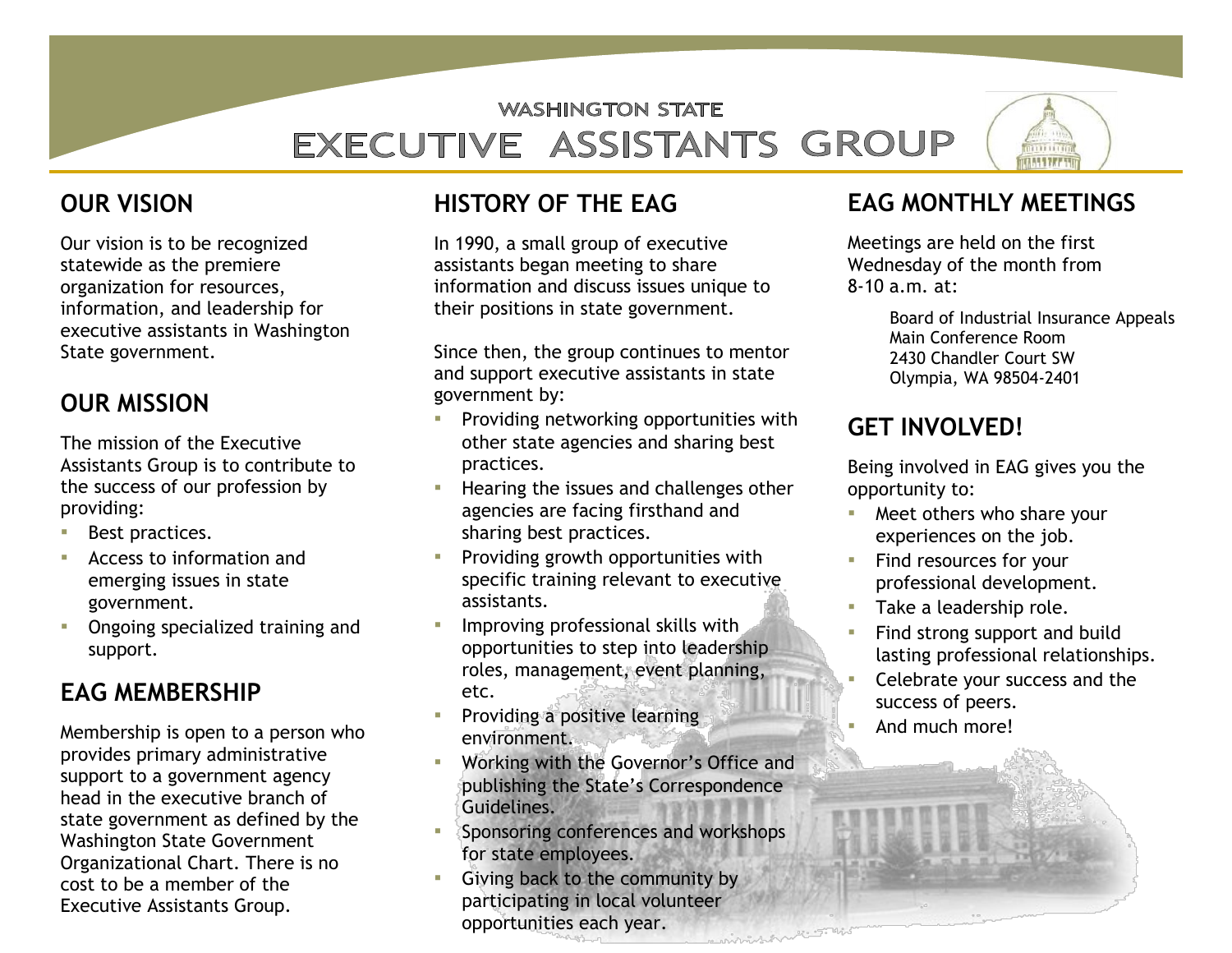WASHINGTON STATE

# EXECUTIVE ASSISTANTS GROUP

## OUR VISION

Our vision is to be recognized statewide as the premiere organization for resources, information, and leadership for executive assistants in Washington State government.

## OUR MISSION

The mission of the Executive Assistants Group is to contribute to the success of our profession by providing:

- Best practices.
- Access to information and emerging issues in state government.
- Ongoing specialized training and support.

## EAG MEMBERSHIP

Membership is open to a person who provides primary administrative support to a government agency head in the executive branch of state government as defined by the Washington State Government Organizational Chart. There is no cost to be a member of the Executive Assistants Group.

## HISTORY OF THE EAG

In 1990, a small group of executive assistants began meeting to share information and discuss issues unique to their positions in state government.

Since then, the group continues to mentor and support executive assistants in state government by:

- Providing networking opportunities with other state agencies and sharing best practices.
- Hearing the issues and challenges other agencies are facing firsthand and sharing best practices.
- Providing growth opportunities with specific training relevant to executive assistants.
- Improving professional skills with opportunities to step into leadership roles, management, event planning, etc.
- Providing a positive learning environment.
- Working with the Governor's Office and publishing the State's Correspondence Guidelines.
- Sponsoring conferences and workshops for state employees.
- Giving back to the community by participating in local volunteer opportunities each year.

## EAG MONTHLY MEETINGS

Meetings are held on the first Wednesday of the month from 8-10 a.m. at:

Board of Industrial Insurance Appeals
Main Conference Room
2430 Chandler Court SW
Olympia, WA 98504-2401

## GET INVOLVED!

Being involved in EAG gives you the opportunity to:

- Meet others who share your experiences on the job.
- Find resources for your professional development.
- Take a leadership role.
- Find strong support and build lasting professional relationships.
- Celebrate your success and the success of peers.
- And much more!